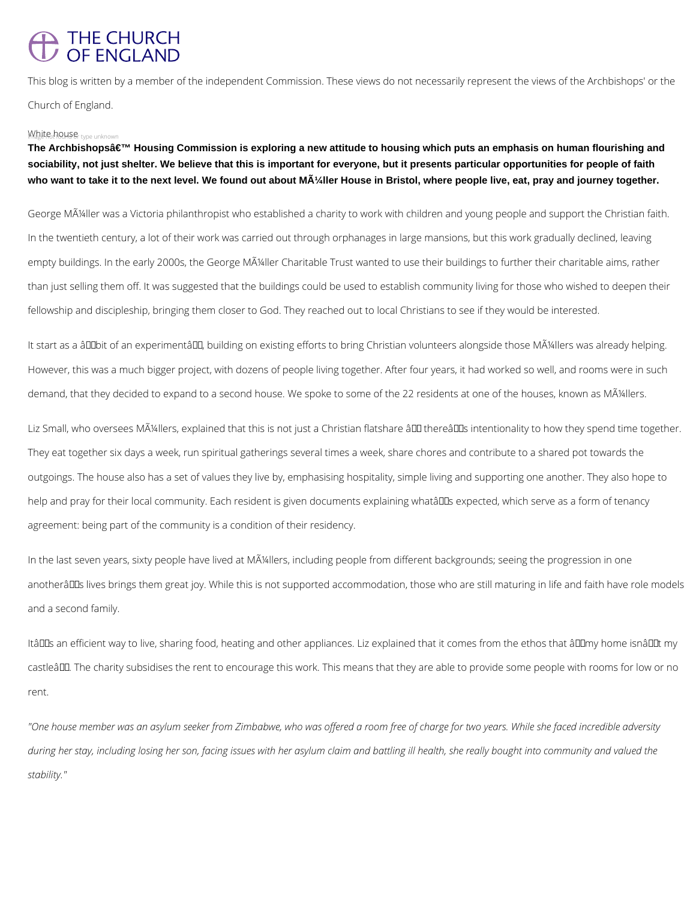# THE CHURCH OF ENGLAND

This blog is written by a member of the independent Commission. These views do not necessarily represent the views of the Archbishops' or the Church of England.

White house

**The Archbishopsâ€™ Housing Commission is exploring a new attitude to housing which puts an emphasis on human flourishing and sociability, not just shelter. We believe that this is important for everyone, but it presents particular opportunities for people of faith who want to take it to the next level. We found out about MÃ¼ller House in Bristol, where people live, eat, pray and journey together.**

George MÃ¼ller was a Victoria philanthropist who established a charity to work with children and young people and support the Christian faith. In the twentieth century, a lot of their work was carried out through orphanages in large mansions, but this work gradually declined, leaving empty buildings. In the early 2000s, the George MÃ¼ller Charitable Trust wanted to use their buildings to further their charitable aims, rather than just selling them off. It was suggested that the buildings could be used to establish community living for those who wished to deepen their fellowship and discipleship, bringing them closer to God. They reached out to local Christians to see if they would be interested.

It start as a â€˜bit of an experimentâ€™, building on existing efforts to bring Christian volunteers alongside those MÃ¼llers was already helping. However, this was a much bigger project, with dozens of people living together. After four years, it had worked so well, and rooms were in such demand, that they decided to expand to a second house. We spoke to some of the 22 residents at one of the houses, known as MÃ¼llers.

Liz Small, who oversees MÃ¼llers, explained that this is not just a Christian flatshare â€“ thereâ€™s intentionality to how they spend time together. They eat together six days a week, run spiritual gatherings several times a week, share chores and contribute to a shared pot towards the outgoings. The house also has a set of values they live by, emphasising hospitality, simple living and supporting one another. They also hope to help and pray for their local community. Each resident is given documents explaining whatâ€™s expected, which serve as a form of tenancy agreement: being part of the community is a condition of their residency.

In the last seven years, sixty people have lived at MÃ¼llers, including people from different backgrounds; seeing the progression in one anotherâ€™s lives brings them great joy. While this is not supported accommodation, those who are still maturing in life and faith have role models and a second family.

Itâ€™s an efficient way to live, sharing food, heating and other appliances. Liz explained that it comes from the ethos that â€˜my home isnâ€™t my castleâ€™. The charity subsidises the rent to encourage this work. This means that they are able to provide some people with rooms for low or no rent.

*"One house member was an asylum seeker from Zimbabwe, who was offered a room free of charge for two years. While she faced incredible adversity during her stay, including losing her son, facing issues with her asylum claim and battling ill health, she really bought into community and valued the stability."*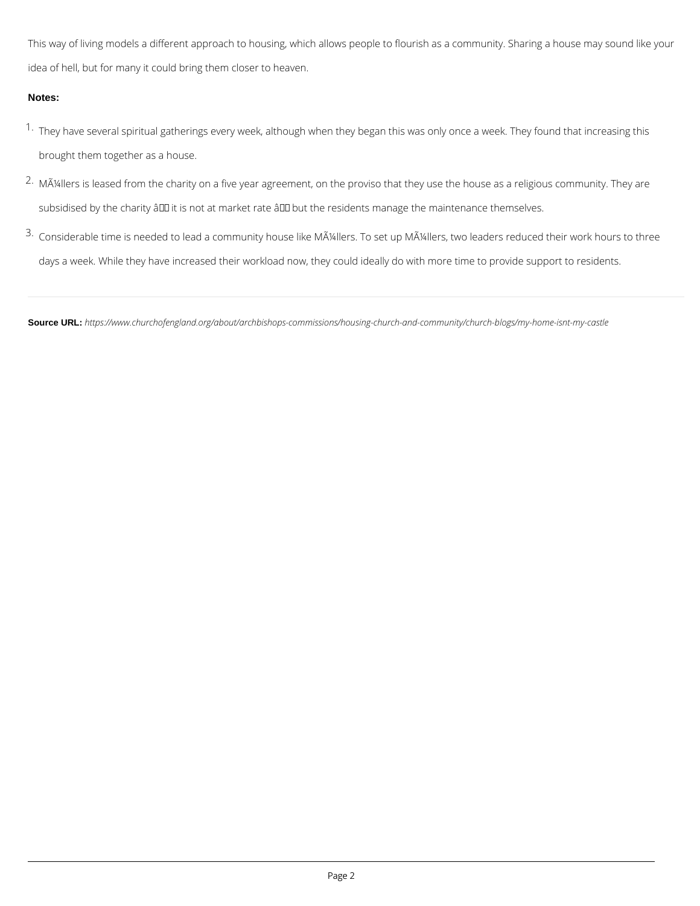This way of living models a different approach to housing, which allows people to flourish as a community. Sharing a house may sound like your idea of hell, but for many it could bring them closer to heaven.

**Notes:**

1. They have several spiritual gatherings every week, although when they began this was only once a week. They found that increasing this brought them together as a house.
2. MÃ¼llers is leased from the charity on a five year agreement, on the proviso that they use the house as a religious community. They are subsidised by the charity â it is not at market rate â but the residents manage the maintenance themselves.
3. Considerable time is needed to lead a community house like MÃ¼llers. To set up MÃ¼llers, two leaders reduced their work hours to three days a week. While they have increased their workload now, they could ideally do with more time to provide support to residents.

---

**Source URL:** *https://www.churchofengland.org/about/archbishops-commissions/housing-church-and-community/church-blogs/my-home-isnt-my-castle*